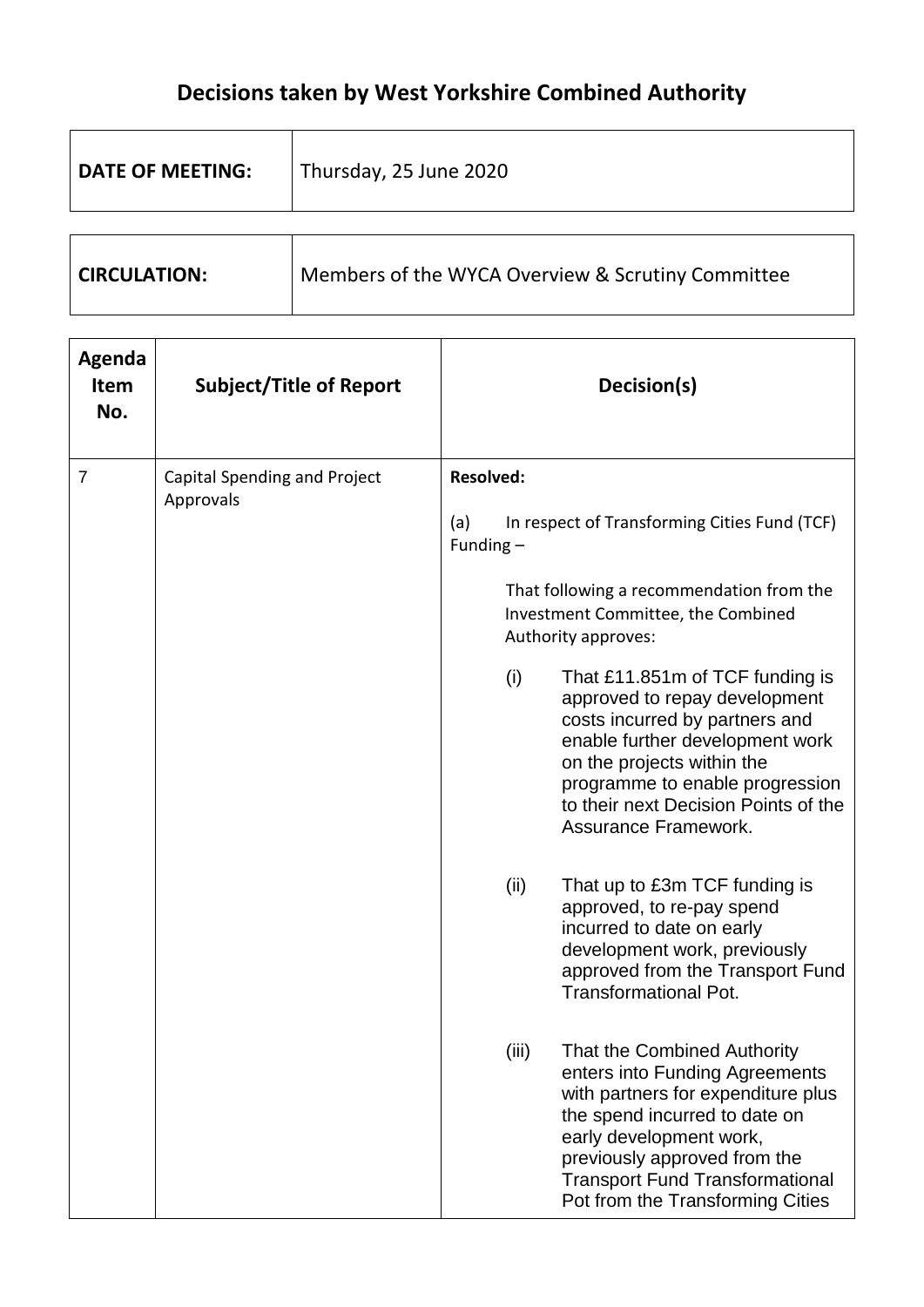# Decisions taken by West Yorkshire Combined Authority

| **DATE OF MEETING:** | Thursday, 25 June 2020 |
|---|---|

| **CIRCULATION:** | Members of the WYCA Overview & Scrutiny Committee |
|---|---|

| **Agenda Item No.** | **Subject/Title of Report** | **Decision(s)** |
|---|---|---|
| 7 | Capital Spending and Project Approvals | **Resolved:**<br><br>(a) In respect of Transforming Cities Fund (TCF) Funding –<br><br>That following a recommendation from the Investment Committee, the Combined Authority approves:<br><br>(i) That £11.851m of TCF funding is approved to repay development costs incurred by partners and enable further development work on the projects within the programme to enable progression to their next Decision Points of the Assurance Framework.<br><br>(ii) That up to £3m TCF funding is approved, to re-pay spend incurred to date on early development work, previously approved from the Transport Fund Transformational Pot.<br><br>(iii) That the Combined Authority enters into Funding Agreements with partners for expenditure plus the spend incurred to date on early development work, previously approved from the Transport Fund Transformational Pot from the Transforming Cities |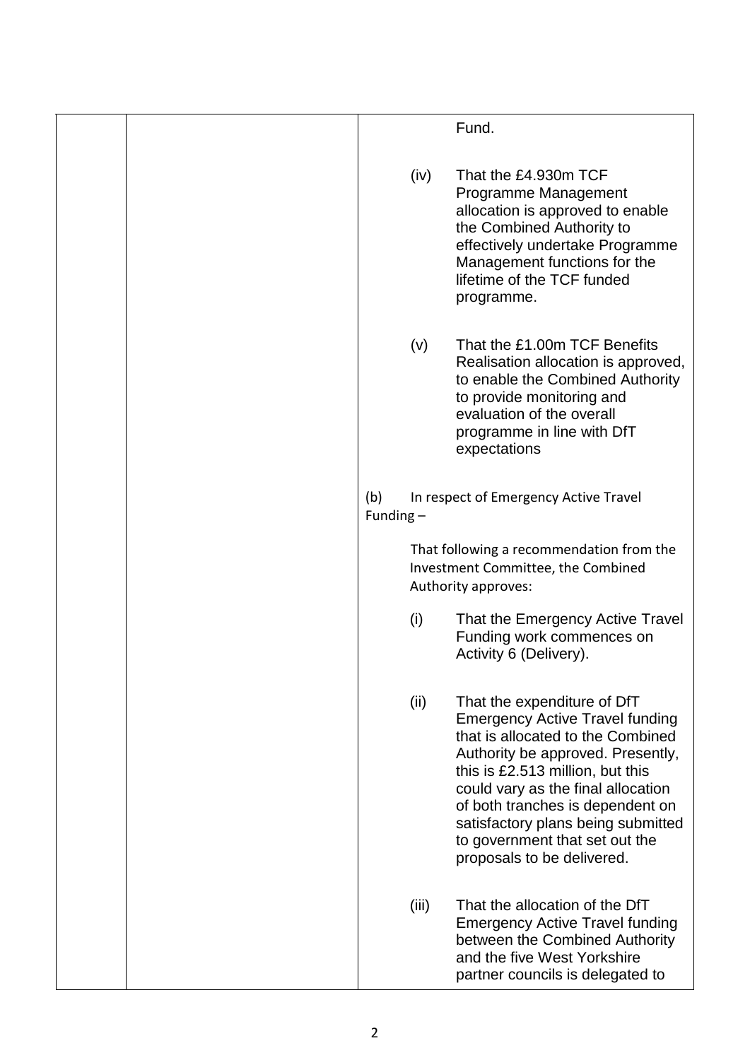| | | Fund.<br><br>(iv) That the £4.930m TCF Programme Management allocation is approved to enable the Combined Authority to effectively undertake Programme Management functions for the lifetime of the TCF funded programme.<br><br>(v) That the £1.00m TCF Benefits Realisation allocation is approved, to enable the Combined Authority to provide monitoring and evaluation of the overall programme in line with DfT expectations<br><br>(b) In respect of Emergency Active Travel Funding –<br><br>That following a recommendation from the Investment Committee, the Combined Authority approves:<br><br>(i) That the Emergency Active Travel Funding work commences on Activity 6 (Delivery).<br><br>(ii) That the expenditure of DfT Emergency Active Travel funding that is allocated to the Combined Authority be approved. Presently, this is £2.513 million, but this could vary as the final allocation of both tranches is dependent on satisfactory plans being submitted to government that set out the proposals to be delivered.<br><br>(iii) That the allocation of the DfT Emergency Active Travel funding between the Combined Authority and the five West Yorkshire partner councils is delegated to |
|---|---|---|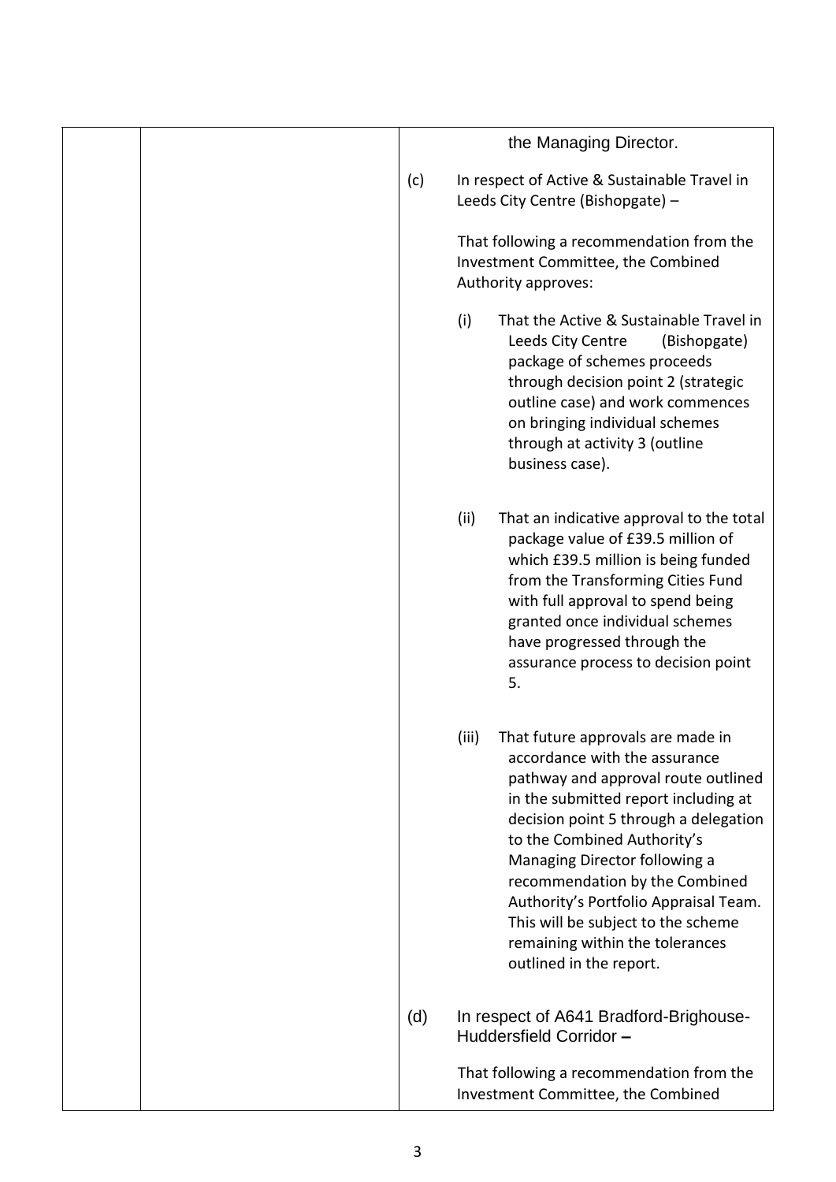| | | |
|---|---|---|
| | | the Managing Director.<br><br>(c) In respect of Active & Sustainable Travel in Leeds City Centre (Bishopgate) –<br><br>That following a recommendation from the Investment Committee, the Combined Authority approves:<br><br>(i) That the Active & Sustainable Travel in Leeds City Centre (Bishopgate) package of schemes proceeds through decision point 2 (strategic outline case) and work commences on bringing individual schemes through at activity 3 (outline business case).<br><br>(ii) That an indicative approval to the total package value of £39.5 million of which £39.5 million is being funded from the Transforming Cities Fund with full approval to spend being granted once individual schemes have progressed through the assurance process to decision point 5.<br><br>(iii) That future approvals are made in accordance with the assurance pathway and approval route outlined in the submitted report including at decision point 5 through a delegation to the Combined Authority's Managing Director following a recommendation by the Combined Authority's Portfolio Appraisal Team. This will be subject to the scheme remaining within the tolerances outlined in the report.<br><br>(d) In respect of A641 Bradford-Brighouse-Huddersfield Corridor –<br><br>That following a recommendation from the Investment Committee, the Combined |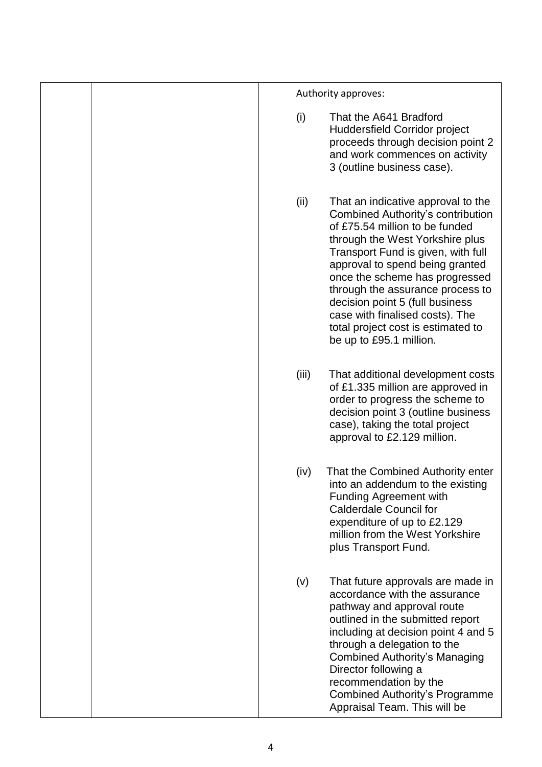|  |  | Authority approves:<br><br>(i) That the A641 Bradford Huddersfield Corridor project proceeds through decision point 2 and work commences on activity 3 (outline business case).<br><br>(ii) That an indicative approval to the Combined Authority's contribution of £75.54 million to be funded through the West Yorkshire plus Transport Fund is given, with full approval to spend being granted once the scheme has progressed through the assurance process to decision point 5 (full business case with finalised costs). The total project cost is estimated to be up to £95.1 million.<br><br>(iii) That additional development costs of £1.335 million are approved in order to progress the scheme to decision point 3 (outline business case), taking the total project approval to £2.129 million.<br><br>(iv) That the Combined Authority enter into an addendum to the existing Funding Agreement with Calderdale Council for expenditure of up to £2.129 million from the West Yorkshire plus Transport Fund.<br><br>(v) That future approvals are made in accordance with the assurance pathway and approval route outlined in the submitted report including at decision point 4 and 5 through a delegation to the Combined Authority's Managing Director following a recommendation by the Combined Authority's Programme Appraisal Team. This will be |
|---|---|---|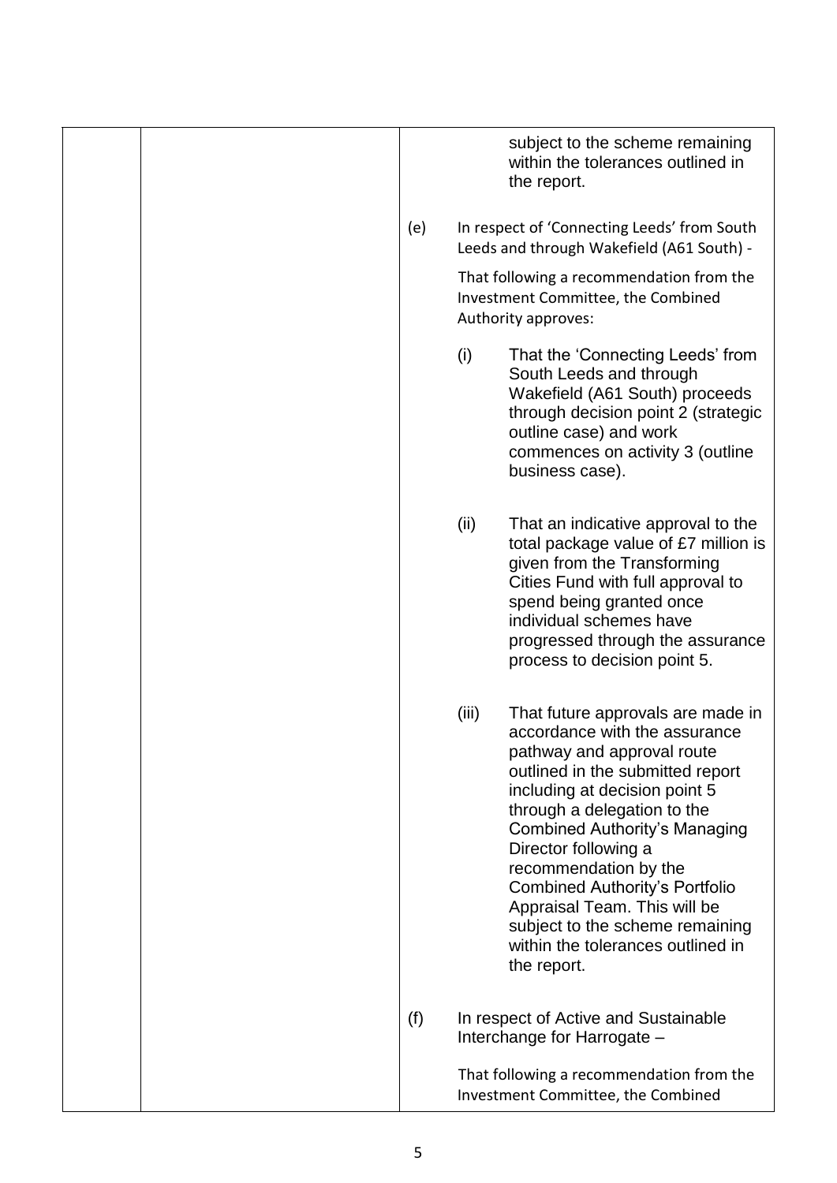subject to the scheme remaining within the tolerances outlined in the report.

(e) In respect of 'Connecting Leeds' from South Leeds and through Wakefield (A61 South) -

That following a recommendation from the Investment Committee, the Combined Authority approves:

(i) That the 'Connecting Leeds' from South Leeds and through Wakefield (A61 South) proceeds through decision point 2 (strategic outline case) and work commences on activity 3 (outline business case).

(ii) That an indicative approval to the total package value of £7 million is given from the Transforming Cities Fund with full approval to spend being granted once individual schemes have progressed through the assurance process to decision point 5.

(iii) That future approvals are made in accordance with the assurance pathway and approval route outlined in the submitted report including at decision point 5 through a delegation to the Combined Authority's Managing Director following a recommendation by the Combined Authority's Portfolio Appraisal Team. This will be subject to the scheme remaining within the tolerances outlined in the report.

(f) In respect of Active and Sustainable Interchange for Harrogate –

That following a recommendation from the Investment Committee, the Combined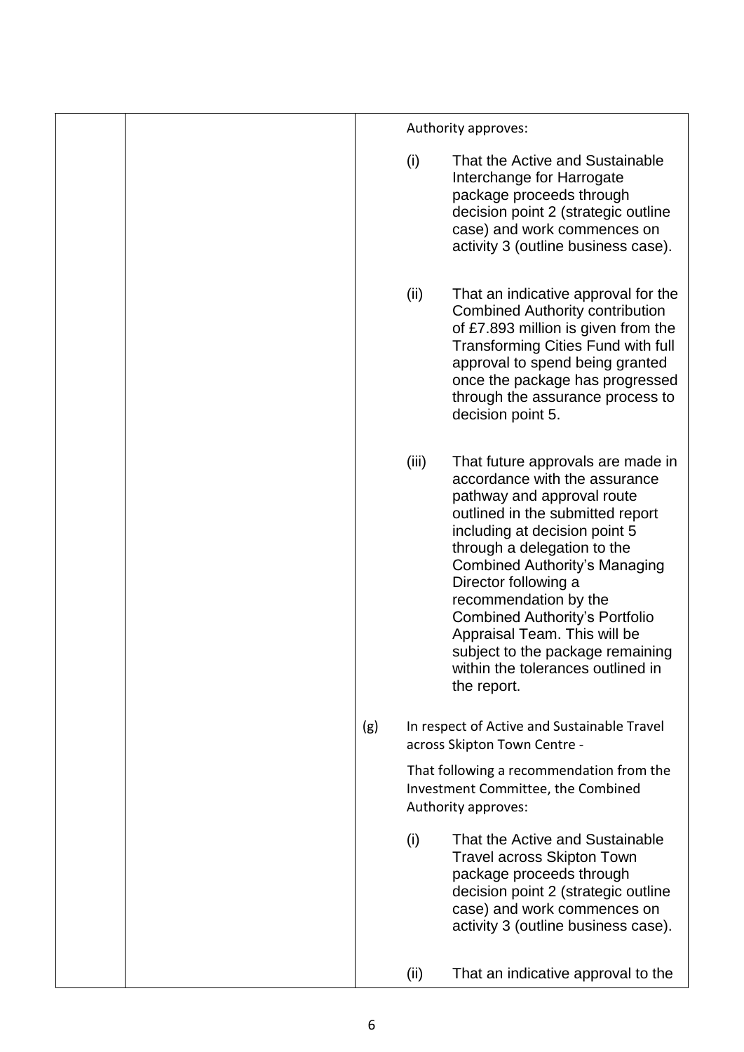| | | Authority approves:<br><br>(i) That the Active and Sustainable Interchange for Harrogate package proceeds through decision point 2 (strategic outline case) and work commences on activity 3 (outline business case).<br><br>(ii) That an indicative approval for the Combined Authority contribution of £7.893 million is given from the Transforming Cities Fund with full approval to spend being granted once the package has progressed through the assurance process to decision point 5.<br><br>(iii) That future approvals are made in accordance with the assurance pathway and approval route outlined in the submitted report including at decision point 5 through a delegation to the Combined Authority's Managing Director following a recommendation by the Combined Authority's Portfolio Appraisal Team. This will be subject to the package remaining within the tolerances outlined in the report.<br><br>(g) In respect of Active and Sustainable Travel across Skipton Town Centre -<br><br>That following a recommendation from the Investment Committee, the Combined Authority approves:<br><br>(i) That the Active and Sustainable Travel across Skipton Town package proceeds through decision point 2 (strategic outline case) and work commences on activity 3 (outline business case).<br><br>(ii) That an indicative approval to the |
|---|---|---|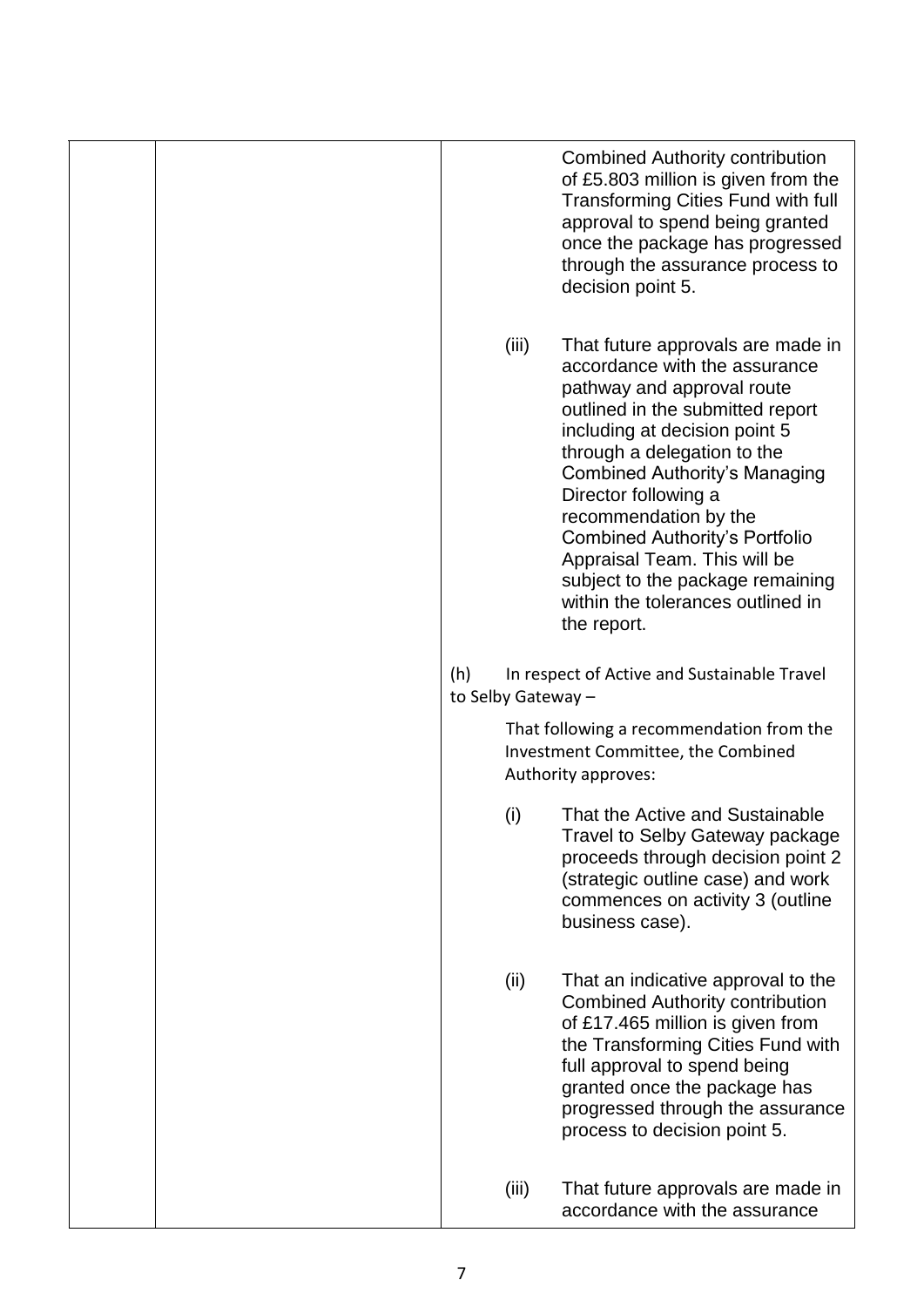| | | |
|---|---|---|
| | | Combined Authority contribution of £5.803 million is given from the Transforming Cities Fund with full approval to spend being granted once the package has progressed through the assurance process to decision point 5.<br><br>(iii) That future approvals are made in accordance with the assurance pathway and approval route outlined in the submitted report including at decision point 5 through a delegation to the Combined Authority's Managing Director following a recommendation by the Combined Authority's Portfolio Appraisal Team. This will be subject to the package remaining within the tolerances outlined in the report.<br><br>(h) In respect of Active and Sustainable Travel to Selby Gateway –<br><br>That following a recommendation from the Investment Committee, the Combined Authority approves:<br><br>(i) That the Active and Sustainable Travel to Selby Gateway package proceeds through decision point 2 (strategic outline case) and work commences on activity 3 (outline business case).<br><br>(ii) That an indicative approval to the Combined Authority contribution of £17.465 million is given from the Transforming Cities Fund with full approval to spend being granted once the package has progressed through the assurance process to decision point 5.<br><br>(iii) That future approvals are made in accordance with the assurance |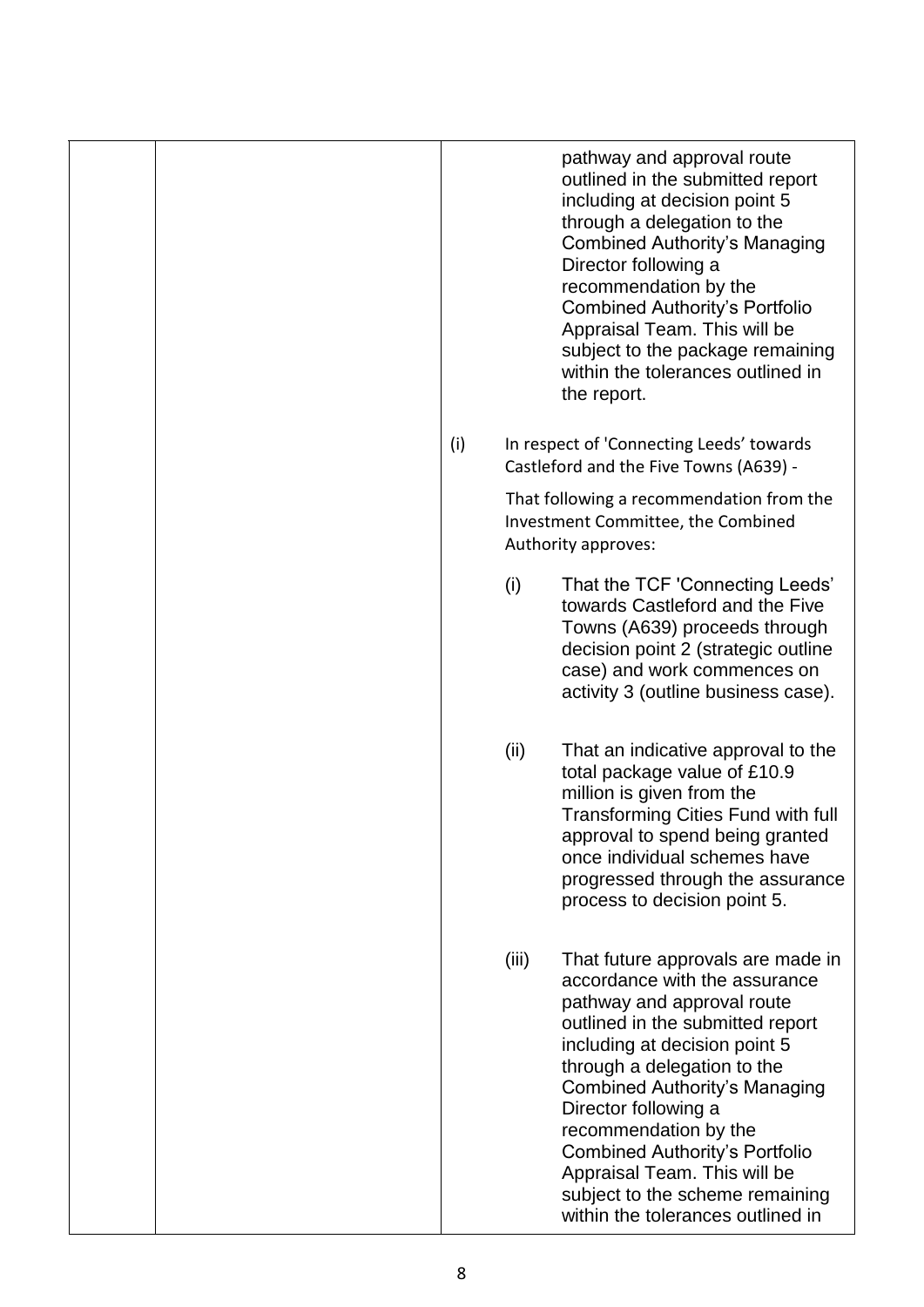| | | |
|---|---|---|
| | | pathway and approval route outlined in the submitted report including at decision point 5 through a delegation to the Combined Authority's Managing Director following a recommendation by the Combined Authority's Portfolio Appraisal Team. This will be subject to the package remaining within the tolerances outlined in the report.<br><br>(i) In respect of 'Connecting Leeds' towards Castleford and the Five Towns (A639) -<br><br>That following a recommendation from the Investment Committee, the Combined Authority approves:<br><br>(i) That the TCF 'Connecting Leeds' towards Castleford and the Five Towns (A639) proceeds through decision point 2 (strategic outline case) and work commences on activity 3 (outline business case).<br><br>(ii) That an indicative approval to the total package value of £10.9 million is given from the Transforming Cities Fund with full approval to spend being granted once individual schemes have progressed through the assurance process to decision point 5.<br><br>(iii) That future approvals are made in accordance with the assurance pathway and approval route outlined in the submitted report including at decision point 5 through a delegation to the Combined Authority's Managing Director following a recommendation by the Combined Authority's Portfolio Appraisal Team. This will be subject to the scheme remaining within the tolerances outlined in |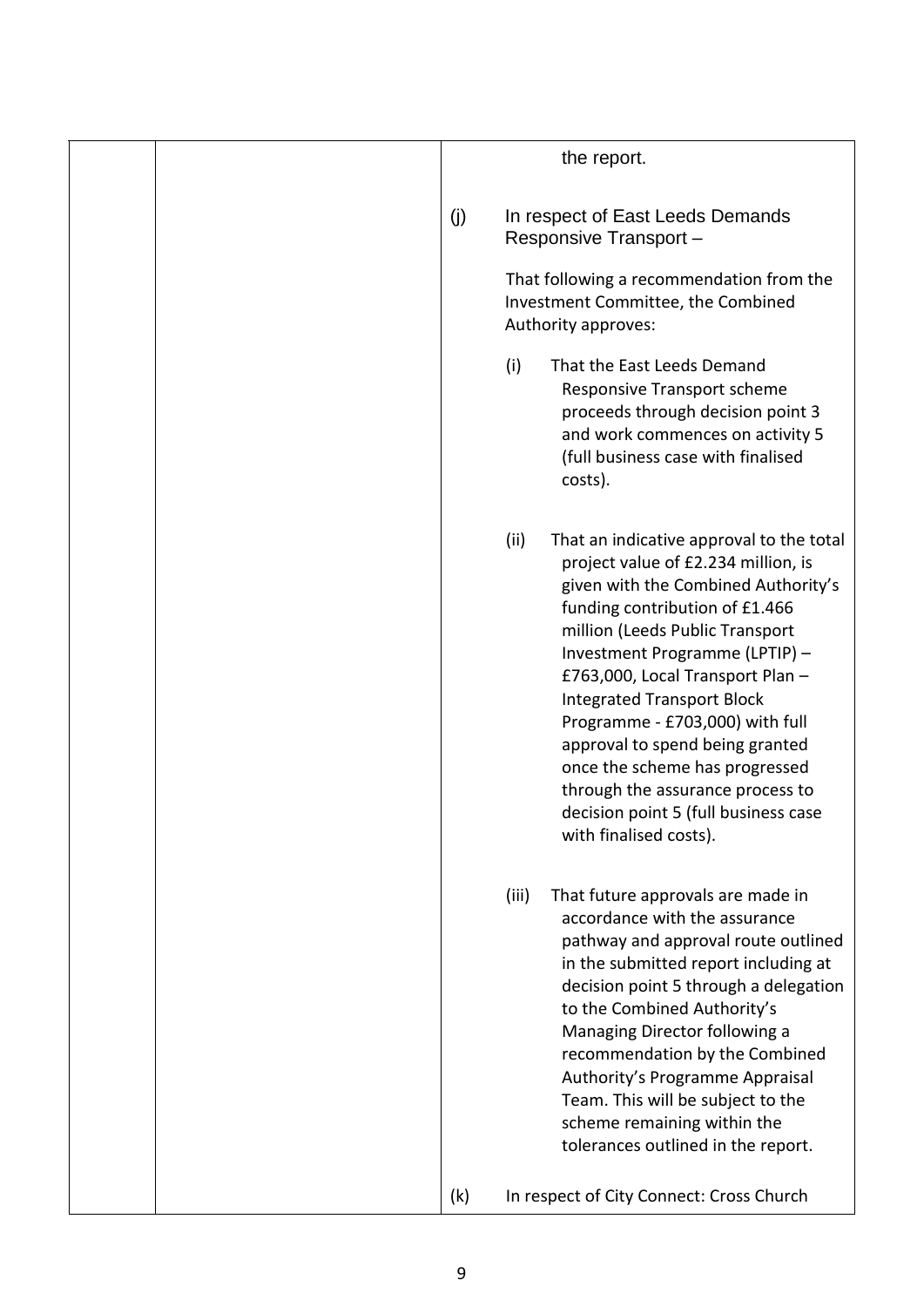| | | |
|---|---|---|
| | | the report.<br><br>(j) In respect of East Leeds Demands Responsive Transport –<br><br>That following a recommendation from the Investment Committee, the Combined Authority approves:<br><br>(i) That the East Leeds Demand Responsive Transport scheme proceeds through decision point 3 and work commences on activity 5 (full business case with finalised costs).<br><br>(ii) That an indicative approval to the total project value of £2.234 million, is given with the Combined Authority's funding contribution of £1.466 million (Leeds Public Transport Investment Programme (LPTIP) – £763,000, Local Transport Plan – Integrated Transport Block Programme - £703,000) with full approval to spend being granted once the scheme has progressed through the assurance process to decision point 5 (full business case with finalised costs).<br><br>(iii) That future approvals are made in accordance with the assurance pathway and approval route outlined in the submitted report including at decision point 5 through a delegation to the Combined Authority's Managing Director following a recommendation by the Combined Authority's Programme Appraisal Team. This will be subject to the scheme remaining within the tolerances outlined in the report.<br><br>(k) In respect of City Connect: Cross Church |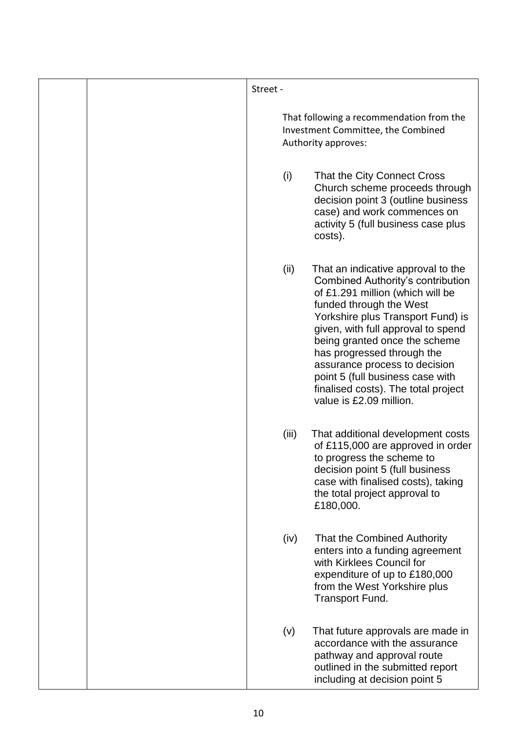| | | Street -<br><br>That following a recommendation from the Investment Committee, the Combined Authority approves:<br><br>(i) That the City Connect Cross Church scheme proceeds through decision point 3 (outline business case) and work commences on activity 5 (full business case plus costs).<br><br>(ii) That an indicative approval to the Combined Authority's contribution of £1.291 million (which will be funded through the West Yorkshire plus Transport Fund) is given, with full approval to spend being granted once the scheme has progressed through the assurance process to decision point 5 (full business case with finalised costs). The total project value is £2.09 million.<br><br>(iii) That additional development costs of £115,000 are approved in order to progress the scheme to decision point 5 (full business case with finalised costs), taking the total project approval to £180,000.<br><br>(iv) That the Combined Authority enters into a funding agreement with Kirklees Council for expenditure of up to £180,000 from the West Yorkshire plus Transport Fund.<br><br>(v) That future approvals are made in accordance with the assurance pathway and approval route outlined in the submitted report including at decision point 5 |
|---|---|---|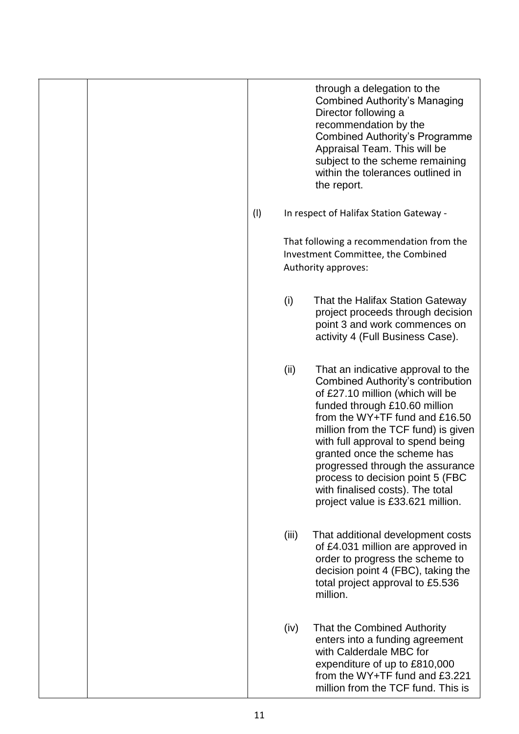| | | |
|---|---|---|
| | | through a delegation to the Combined Authority's Managing Director following a recommendation by the Combined Authority's Programme Appraisal Team. This will be subject to the scheme remaining within the tolerances outlined in the report.<br><br>(l) In respect of Halifax Station Gateway -<br><br>That following a recommendation from the Investment Committee, the Combined Authority approves:<br><br>(i) That the Halifax Station Gateway project proceeds through decision point 3 and work commences on activity 4 (Full Business Case).<br><br>(ii) That an indicative approval to the Combined Authority's contribution of £27.10 million (which will be funded through £10.60 million from the WY+TF fund and £16.50 million from the TCF fund) is given with full approval to spend being granted once the scheme has progressed through the assurance process to decision point 5 (FBC with finalised costs). The total project value is £33.621 million.<br><br>(iii) That additional development costs of £4.031 million are approved in order to progress the scheme to decision point 4 (FBC), taking the total project approval to £5.536 million.<br><br>(iv) That the Combined Authority enters into a funding agreement with Calderdale MBC for expenditure of up to £810,000 from the WY+TF fund and £3.221 million from the TCF fund. This is |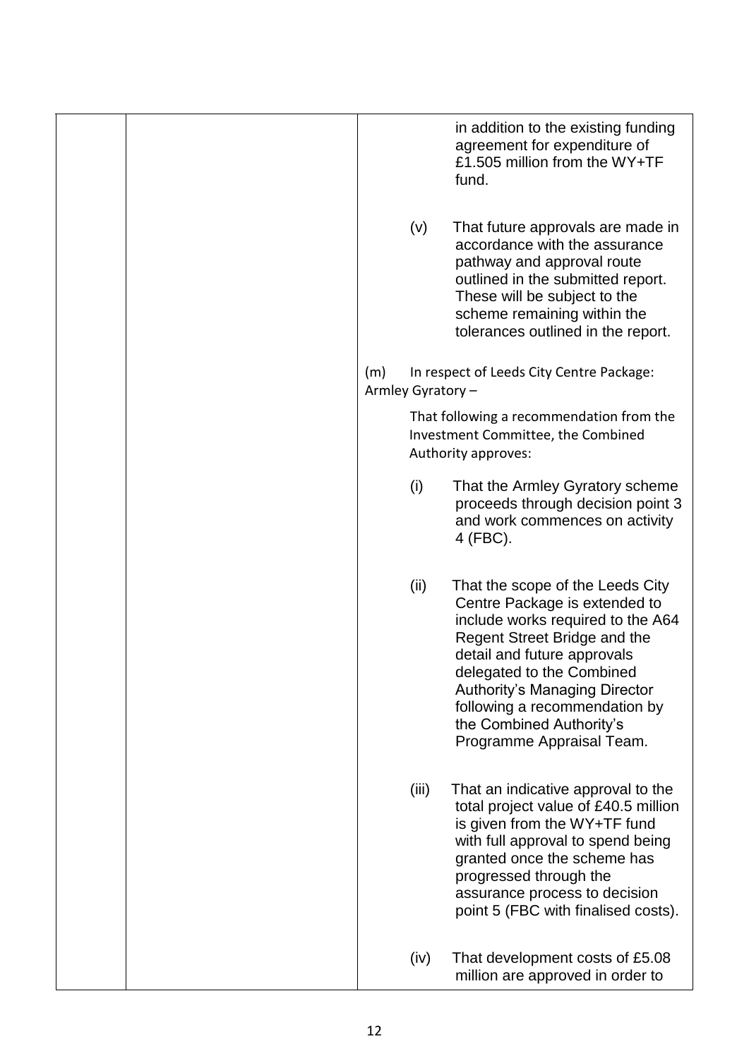| | | |
|---|---|---|
| | | in addition to the existing funding agreement for expenditure of £1.505 million from the WY+TF fund.<br><br>(v) That future approvals are made in accordance with the assurance pathway and approval route outlined in the submitted report. These will be subject to the scheme remaining within the tolerances outlined in the report.<br><br>(m) In respect of Leeds City Centre Package: Armley Gyratory –<br><br>That following a recommendation from the Investment Committee, the Combined Authority approves:<br><br>(i) That the Armley Gyratory scheme proceeds through decision point 3 and work commences on activity 4 (FBC).<br><br>(ii) That the scope of the Leeds City Centre Package is extended to include works required to the A64 Regent Street Bridge and the detail and future approvals delegated to the Combined Authority's Managing Director following a recommendation by the Combined Authority's Programme Appraisal Team.<br><br>(iii) That an indicative approval to the total project value of £40.5 million is given from the WY+TF fund with full approval to spend being granted once the scheme has progressed through the assurance process to decision point 5 (FBC with finalised costs).<br><br>(iv) That development costs of £5.08 million are approved in order to |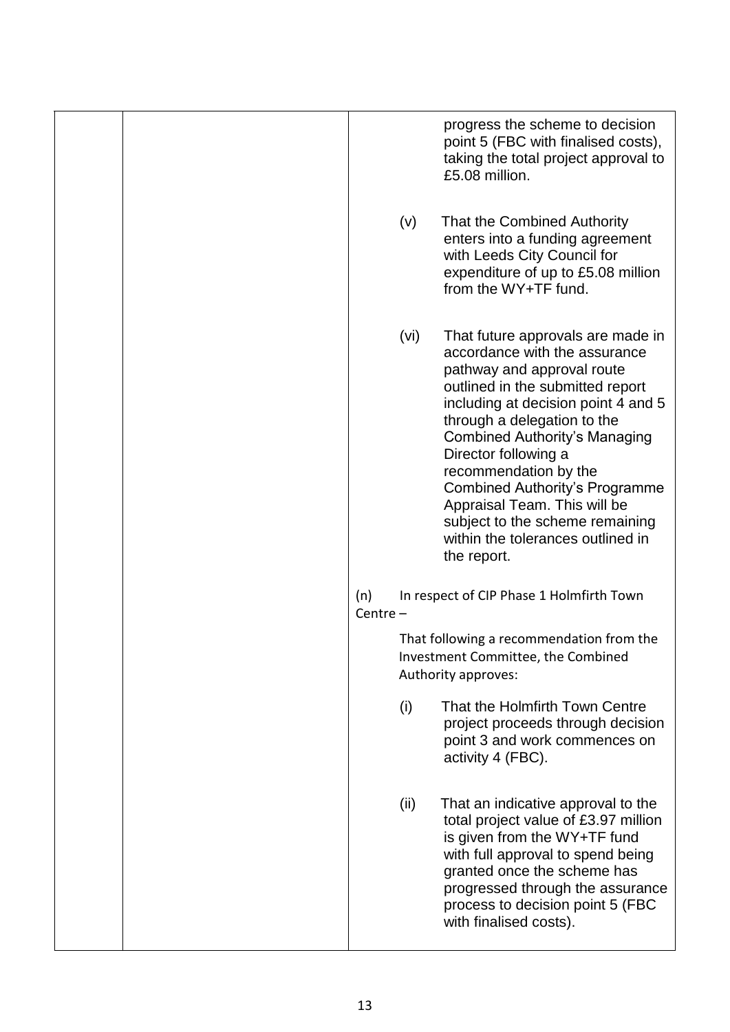| | | |
|---|---|---|
| | | progress the scheme to decision point 5 (FBC with finalised costs), taking the total project approval to £5.08 million.<br><br>(v) That the Combined Authority enters into a funding agreement with Leeds City Council for expenditure of up to £5.08 million from the WY+TF fund.<br><br>(vi) That future approvals are made in accordance with the assurance pathway and approval route outlined in the submitted report including at decision point 4 and 5 through a delegation to the Combined Authority's Managing Director following a recommendation by the Combined Authority's Programme Appraisal Team. This will be subject to the scheme remaining within the tolerances outlined in the report.<br><br>(n) In respect of CIP Phase 1 Holmfirth Town Centre –<br><br>That following a recommendation from the Investment Committee, the Combined Authority approves:<br><br>(i) That the Holmfirth Town Centre project proceeds through decision point 3 and work commences on activity 4 (FBC).<br><br>(ii) That an indicative approval to the total project value of £3.97 million is given from the WY+TF fund with full approval to spend being granted once the scheme has progressed through the assurance process to decision point 5 (FBC with finalised costs). |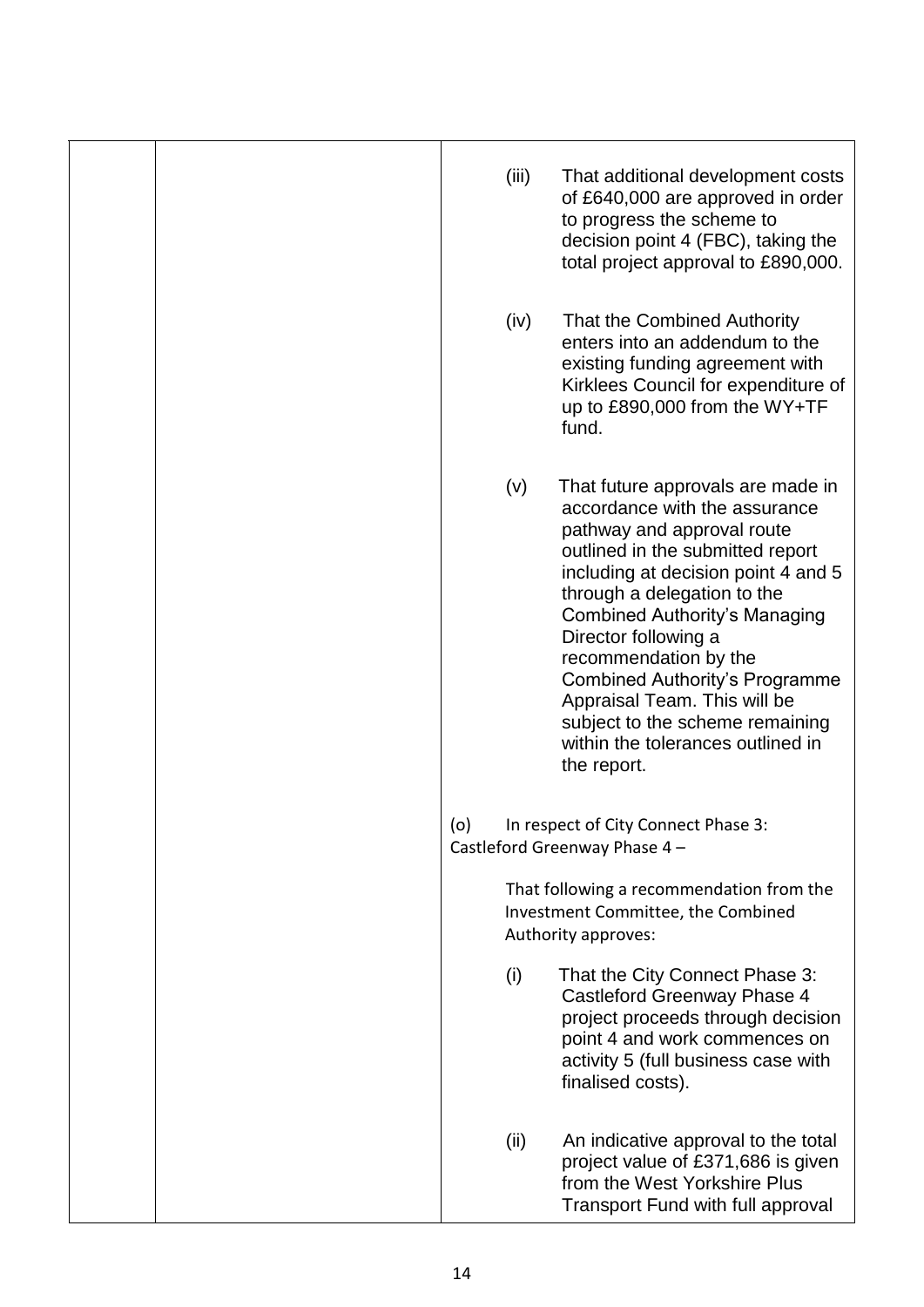| | | |
|---|---|---|
| | | (iii) That additional development costs of £640,000 are approved in order to progress the scheme to decision point 4 (FBC), taking the total project approval to £890,000.<br><br>(iv) That the Combined Authority enters into an addendum to the existing funding agreement with Kirklees Council for expenditure of up to £890,000 from the WY+TF fund.<br><br>(v) That future approvals are made in accordance with the assurance pathway and approval route outlined in the submitted report including at decision point 4 and 5 through a delegation to the Combined Authority's Managing Director following a recommendation by the Combined Authority's Programme Appraisal Team. This will be subject to the scheme remaining within the tolerances outlined in the report.<br><br>(o) In respect of City Connect Phase 3: Castleford Greenway Phase 4 –<br><br>That following a recommendation from the Investment Committee, the Combined Authority approves:<br><br>(i) That the City Connect Phase 3: Castleford Greenway Phase 4 project proceeds through decision point 4 and work commences on activity 5 (full business case with finalised costs).<br><br>(ii) An indicative approval to the total project value of £371,686 is given from the West Yorkshire Plus Transport Fund with full approval |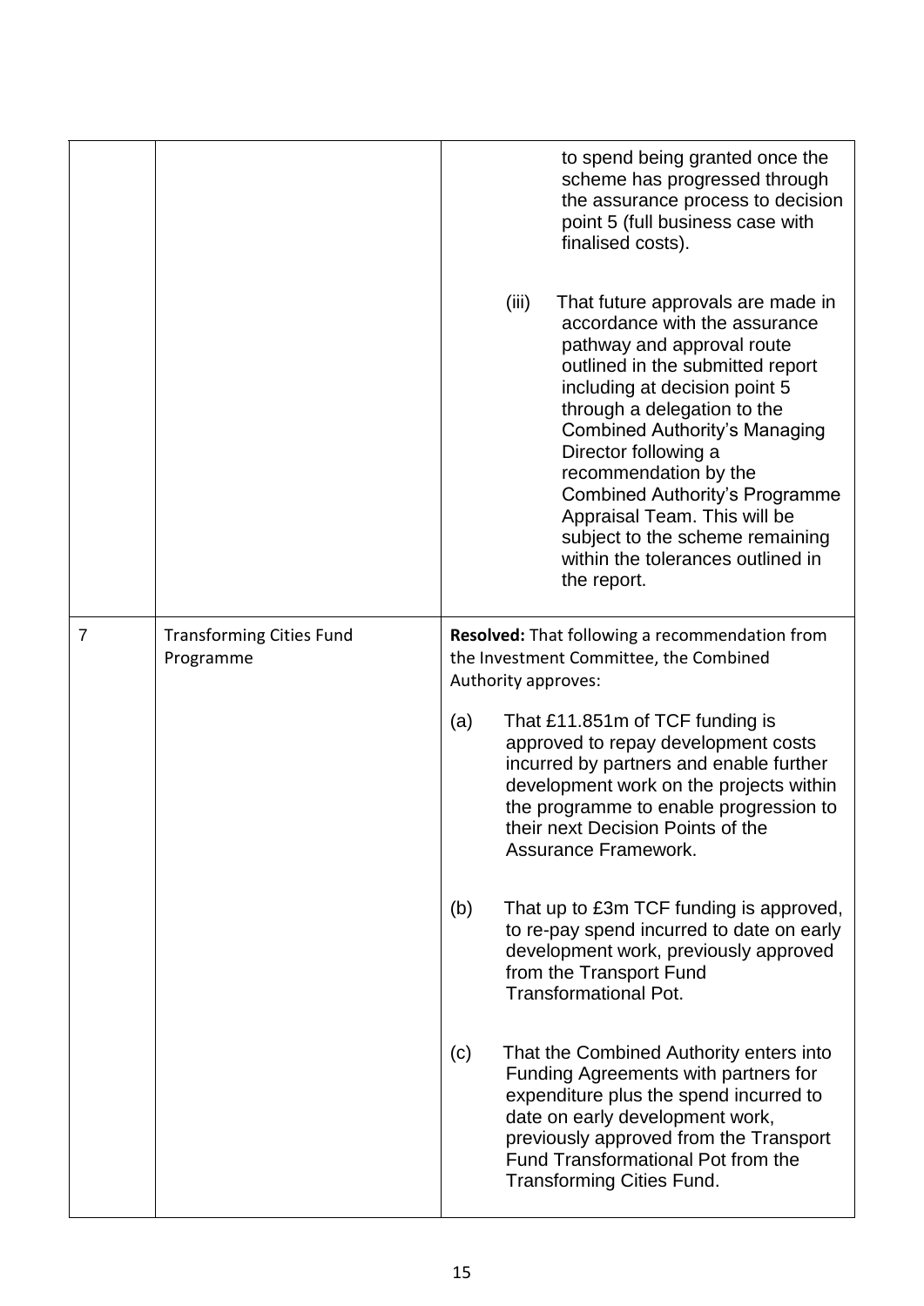| | | |
|---|---|---|
| | | to spend being granted once the scheme has progressed through the assurance process to decision point 5 (full business case with finalised costs).<br><br>(iii) That future approvals are made in accordance with the assurance pathway and approval route outlined in the submitted report including at decision point 5 through a delegation to the Combined Authority's Managing Director following a recommendation by the Combined Authority's Programme Appraisal Team. This will be subject to the scheme remaining within the tolerances outlined in the report. |
| 7 | Transforming Cities Fund Programme | **Resolved:** That following a recommendation from the Investment Committee, the Combined Authority approves:<br><br>(a) That £11.851m of TCF funding is approved to repay development costs incurred by partners and enable further development work on the projects within the programme to enable progression to their next Decision Points of the Assurance Framework.<br><br>(b) That up to £3m TCF funding is approved, to re-pay spend incurred to date on early development work, previously approved from the Transport Fund Transformational Pot.<br><br>(c) That the Combined Authority enters into Funding Agreements with partners for expenditure plus the spend incurred to date on early development work, previously approved from the Transport Fund Transformational Pot from the Transforming Cities Fund. |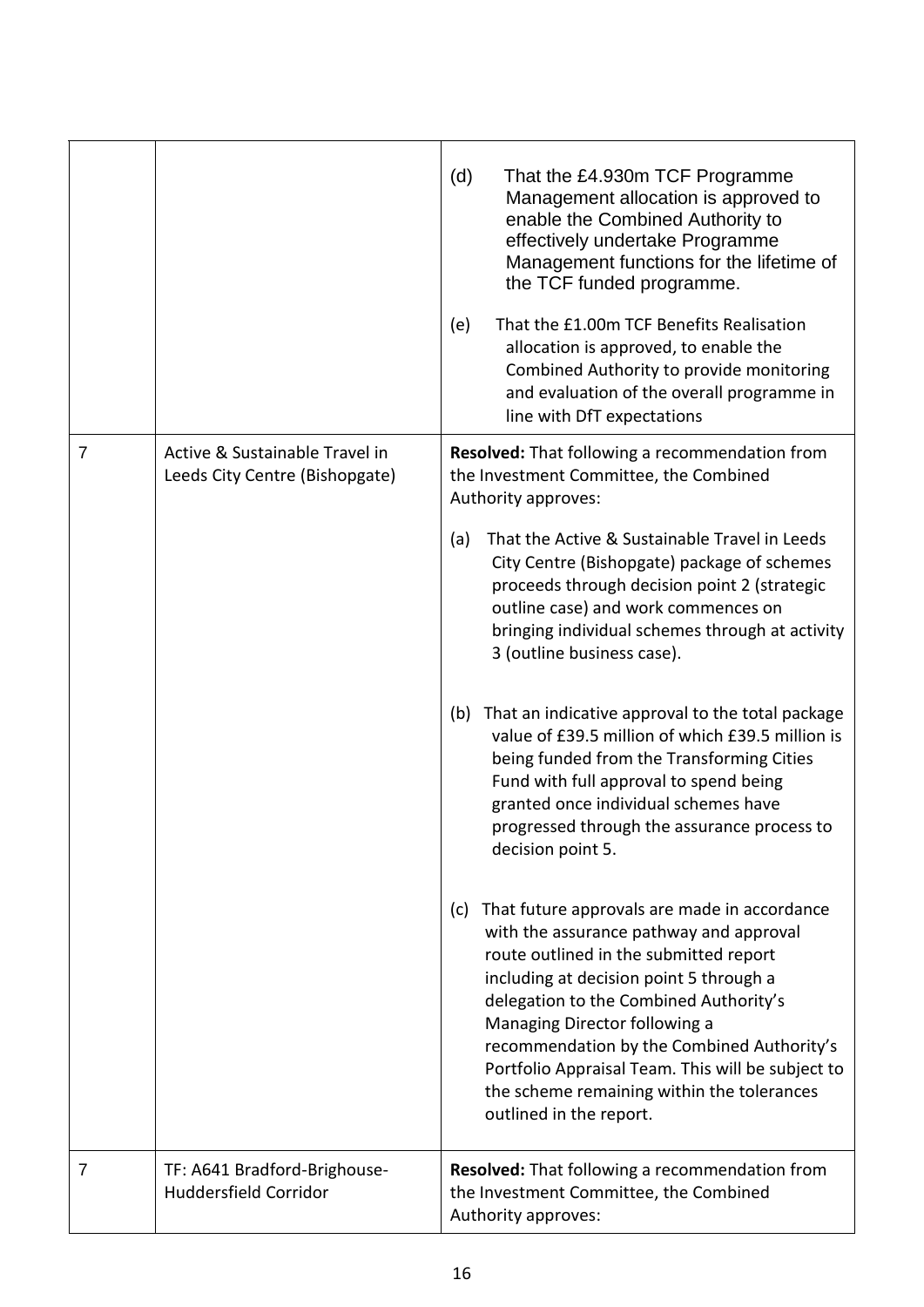| | | |
|---|---|---|
| | | (d) That the £4.930m TCF Programme Management allocation is approved to enable the Combined Authority to effectively undertake Programme Management functions for the lifetime of the TCF funded programme.<br><br>(e) That the £1.00m TCF Benefits Realisation allocation is approved, to enable the Combined Authority to provide monitoring and evaluation of the overall programme in line with DfT expectations |
| 7 | Active & Sustainable Travel in Leeds City Centre (Bishopgate) | **Resolved:** That following a recommendation from the Investment Committee, the Combined Authority approves:<br><br>(a) That the Active & Sustainable Travel in Leeds City Centre (Bishopgate) package of schemes proceeds through decision point 2 (strategic outline case) and work commences on bringing individual schemes through at activity 3 (outline business case).<br><br>(b) That an indicative approval to the total package value of £39.5 million of which £39.5 million is being funded from the Transforming Cities Fund with full approval to spend being granted once individual schemes have progressed through the assurance process to decision point 5.<br><br>(c) That future approvals are made in accordance with the assurance pathway and approval route outlined in the submitted report including at decision point 5 through a delegation to the Combined Authority's Managing Director following a recommendation by the Combined Authority's Portfolio Appraisal Team. This will be subject to the scheme remaining within the tolerances outlined in the report. |
| 7 | TF: A641 Bradford-Brighouse-Huddersfield Corridor | **Resolved:** That following a recommendation from the Investment Committee, the Combined Authority approves: |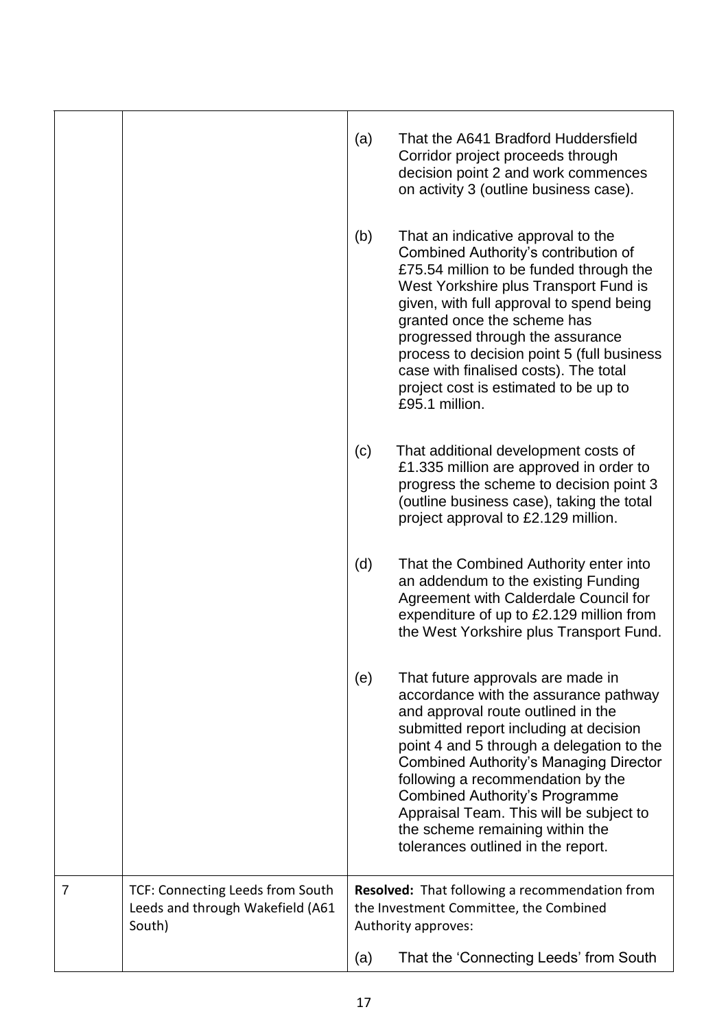| | | |
|---|---|---|
| | | (a) That the A641 Bradford Huddersfield Corridor project proceeds through decision point 2 and work commences on activity 3 (outline business case).<br><br>(b) That an indicative approval to the Combined Authority's contribution of £75.54 million to be funded through the West Yorkshire plus Transport Fund is given, with full approval to spend being granted once the scheme has progressed through the assurance process to decision point 5 (full business case with finalised costs). The total project cost is estimated to be up to £95.1 million.<br><br>(c) That additional development costs of £1.335 million are approved in order to progress the scheme to decision point 3 (outline business case), taking the total project approval to £2.129 million.<br><br>(d) That the Combined Authority enter into an addendum to the existing Funding Agreement with Calderdale Council for expenditure of up to £2.129 million from the West Yorkshire plus Transport Fund.<br><br>(e) That future approvals are made in accordance with the assurance pathway and approval route outlined in the submitted report including at decision point 4 and 5 through a delegation to the Combined Authority's Managing Director following a recommendation by the Combined Authority's Programme Appraisal Team. This will be subject to the scheme remaining within the tolerances outlined in the report. |
| 7 | TCF: Connecting Leeds from South Leeds and through Wakefield (A61 South) | **Resolved:** That following a recommendation from the Investment Committee, the Combined Authority approves:<br><br>(a) That the 'Connecting Leeds' from South |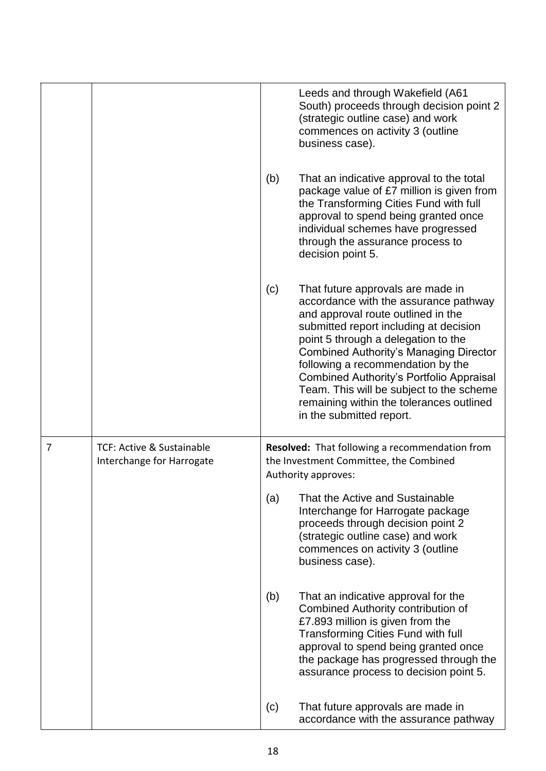| | | |
|---|---|---|
| | | Leeds and through Wakefield (A61 South) proceeds through decision point 2 (strategic outline case) and work commences on activity 3 (outline business case).<br><br>(b) That an indicative approval to the total package value of £7 million is given from the Transforming Cities Fund with full approval to spend being granted once individual schemes have progressed through the assurance process to decision point 5.<br><br>(c) That future approvals are made in accordance with the assurance pathway and approval route outlined in the submitted report including at decision point 5 through a delegation to the Combined Authority's Managing Director following a recommendation by the Combined Authority's Portfolio Appraisal Team. This will be subject to the scheme remaining within the tolerances outlined in the submitted report. |
| 7 | TCF: Active & Sustainable Interchange for Harrogate | **Resolved:** That following a recommendation from the Investment Committee, the Combined Authority approves:<br><br>(a) That the Active and Sustainable Interchange for Harrogate package proceeds through decision point 2 (strategic outline case) and work commences on activity 3 (outline business case).<br><br>(b) That an indicative approval for the Combined Authority contribution of £7.893 million is given from the Transforming Cities Fund with full approval to spend being granted once the package has progressed through the assurance process to decision point 5.<br><br>(c) That future approvals are made in accordance with the assurance pathway |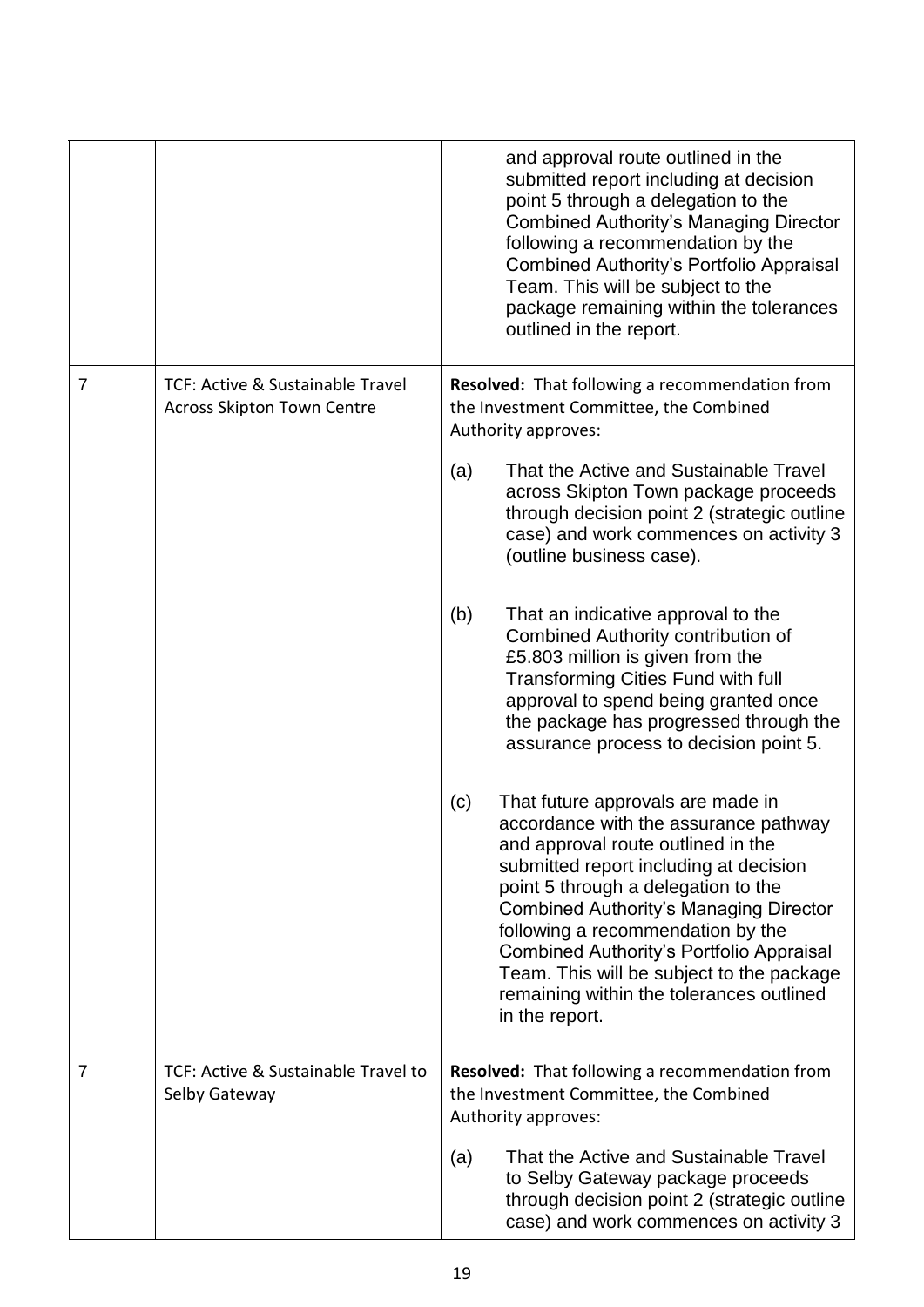|  |  |  |
|---|---|---|
|  |  | and approval route outlined in the submitted report including at decision point 5 through a delegation to the Combined Authority's Managing Director following a recommendation by the Combined Authority's Portfolio Appraisal Team. This will be subject to the package remaining within the tolerances outlined in the report. |
| 7 | TCF: Active & Sustainable Travel Across Skipton Town Centre | **Resolved:** That following a recommendation from the Investment Committee, the Combined Authority approves:<br><br>(a) That the Active and Sustainable Travel across Skipton Town package proceeds through decision point 2 (strategic outline case) and work commences on activity 3 (outline business case).<br><br>(b) That an indicative approval to the Combined Authority contribution of £5.803 million is given from the Transforming Cities Fund with full approval to spend being granted once the package has progressed through the assurance process to decision point 5.<br><br>(c) That future approvals are made in accordance with the assurance pathway and approval route outlined in the submitted report including at decision point 5 through a delegation to the Combined Authority's Managing Director following a recommendation by the Combined Authority's Portfolio Appraisal Team. This will be subject to the package remaining within the tolerances outlined in the report. |
| 7 | TCF: Active & Sustainable Travel to Selby Gateway | **Resolved:** That following a recommendation from the Investment Committee, the Combined Authority approves:<br><br>(a) That the Active and Sustainable Travel to Selby Gateway package proceeds through decision point 2 (strategic outline case) and work commences on activity 3 |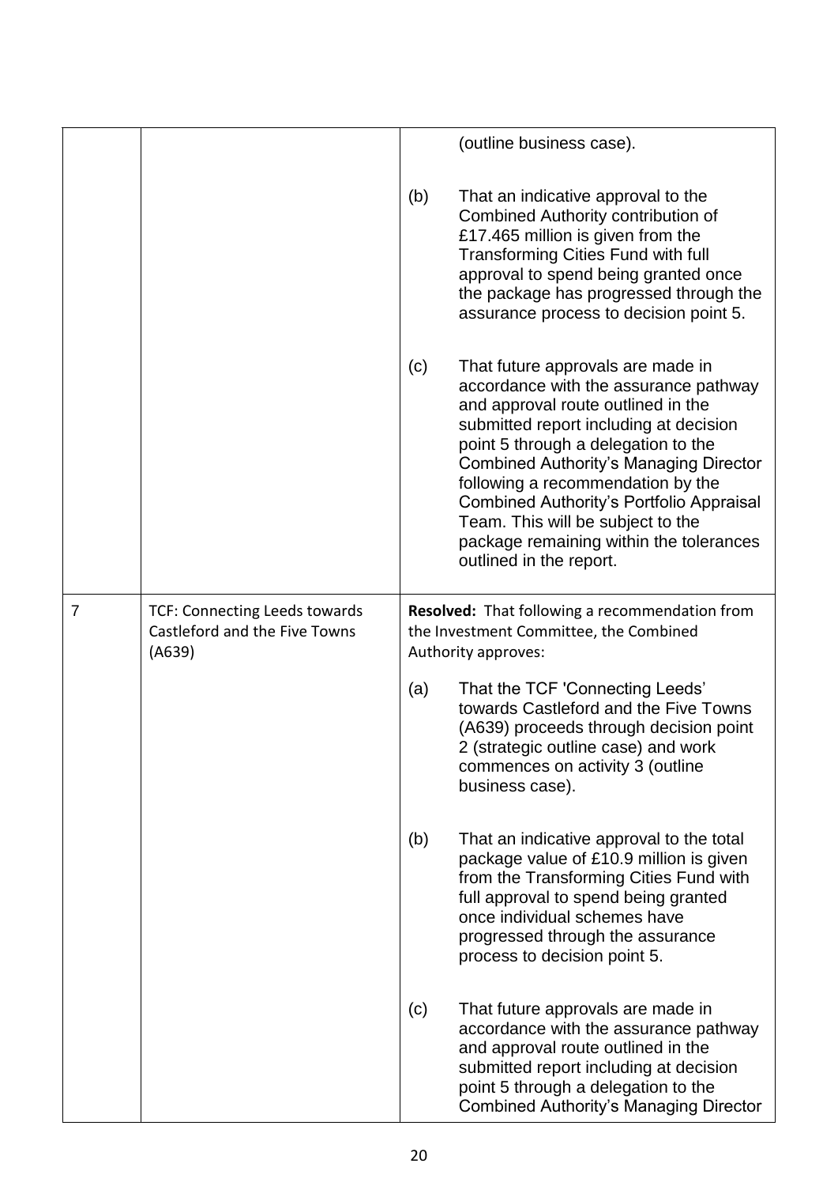| | | |
|---|---|---|
| | | (outline business case).<br><br>(b) That an indicative approval to the Combined Authority contribution of £17.465 million is given from the Transforming Cities Fund with full approval to spend being granted once the package has progressed through the assurance process to decision point 5.<br><br>(c) That future approvals are made in accordance with the assurance pathway and approval route outlined in the submitted report including at decision point 5 through a delegation to the Combined Authority's Managing Director following a recommendation by the Combined Authority's Portfolio Appraisal Team. This will be subject to the package remaining within the tolerances outlined in the report. |
| 7 | TCF: Connecting Leeds towards Castleford and the Five Towns (A639) | **Resolved:** That following a recommendation from the Investment Committee, the Combined Authority approves:<br><br>(a) That the TCF 'Connecting Leeds' towards Castleford and the Five Towns (A639) proceeds through decision point 2 (strategic outline case) and work commences on activity 3 (outline business case).<br><br>(b) That an indicative approval to the total package value of £10.9 million is given from the Transforming Cities Fund with full approval to spend being granted once individual schemes have progressed through the assurance process to decision point 5.<br><br>(c) That future approvals are made in accordance with the assurance pathway and approval route outlined in the submitted report including at decision point 5 through a delegation to the Combined Authority's Managing Director |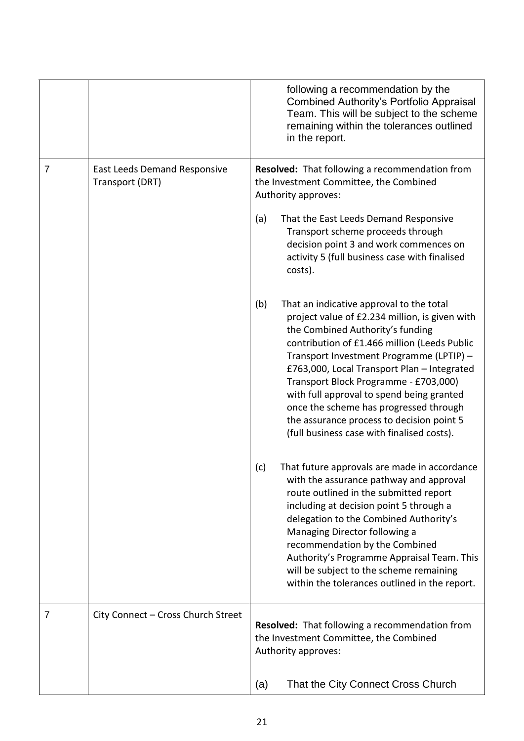| | | |
|---|---|---|
| | | following a recommendation by the Combined Authority's Portfolio Appraisal Team. This will be subject to the scheme remaining within the tolerances outlined in the report. |
| 7 | East Leeds Demand Responsive Transport (DRT) | **Resolved:** That following a recommendation from the Investment Committee, the Combined Authority approves:<br><br>(a) That the East Leeds Demand Responsive Transport scheme proceeds through decision point 3 and work commences on activity 5 (full business case with finalised costs).<br><br>(b) That an indicative approval to the total project value of £2.234 million, is given with the Combined Authority's funding contribution of £1.466 million (Leeds Public Transport Investment Programme (LPTIP) – £763,000, Local Transport Plan – Integrated Transport Block Programme - £703,000) with full approval to spend being granted once the scheme has progressed through the assurance process to decision point 5 (full business case with finalised costs).<br><br>(c) That future approvals are made in accordance with the assurance pathway and approval route outlined in the submitted report including at decision point 5 through a delegation to the Combined Authority's Managing Director following a recommendation by the Combined Authority's Programme Appraisal Team. This will be subject to the scheme remaining within the tolerances outlined in the report. |
| 7 | City Connect – Cross Church Street | **Resolved:** That following a recommendation from the Investment Committee, the Combined Authority approves:<br><br>(a) That the City Connect Cross Church |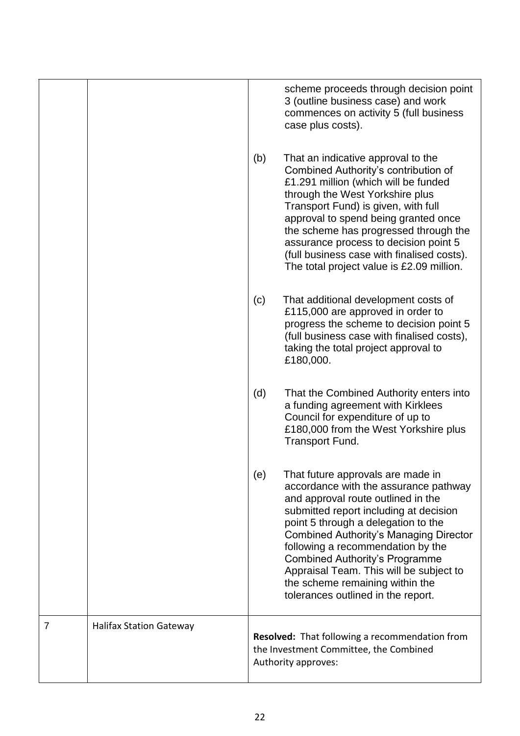| | | |
|---|---|---|
| | | scheme proceeds through decision point 3 (outline business case) and work commences on activity 5 (full business case plus costs).<br><br>(b) That an indicative approval to the Combined Authority's contribution of £1.291 million (which will be funded through the West Yorkshire plus Transport Fund) is given, with full approval to spend being granted once the scheme has progressed through the assurance process to decision point 5 (full business case with finalised costs). The total project value is £2.09 million.<br><br>(c) That additional development costs of £115,000 are approved in order to progress the scheme to decision point 5 (full business case with finalised costs), taking the total project approval to £180,000.<br><br>(d) That the Combined Authority enters into a funding agreement with Kirklees Council for expenditure of up to £180,000 from the West Yorkshire plus Transport Fund.<br><br>(e) That future approvals are made in accordance with the assurance pathway and approval route outlined in the submitted report including at decision point 5 through a delegation to the Combined Authority's Managing Director following a recommendation by the Combined Authority's Programme Appraisal Team. This will be subject to the scheme remaining within the tolerances outlined in the report. |
| 7 | Halifax Station Gateway | **Resolved:** That following a recommendation from the Investment Committee, the Combined Authority approves: |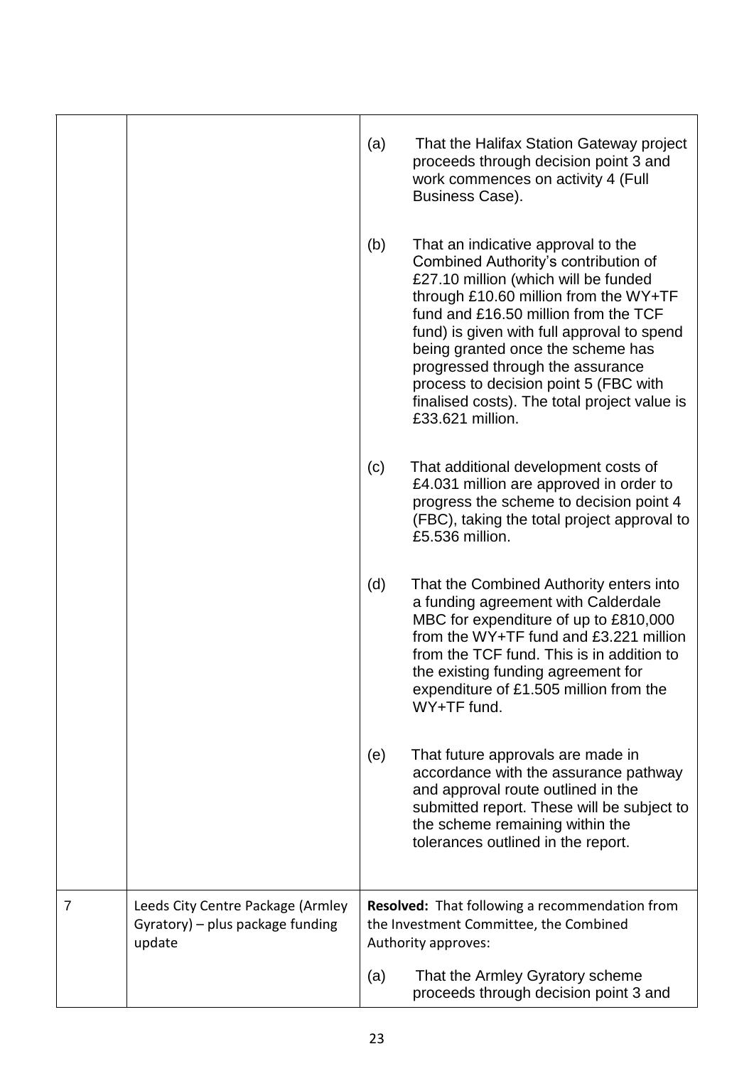| | | |
|---|---|---|
| | | (a) That the Halifax Station Gateway project proceeds through decision point 3 and work commences on activity 4 (Full Business Case).<br><br>(b) That an indicative approval to the Combined Authority's contribution of £27.10 million (which will be funded through £10.60 million from the WY+TF fund and £16.50 million from the TCF fund) is given with full approval to spend being granted once the scheme has progressed through the assurance process to decision point 5 (FBC with finalised costs). The total project value is £33.621 million.<br><br>(c) That additional development costs of £4.031 million are approved in order to progress the scheme to decision point 4 (FBC), taking the total project approval to £5.536 million.<br><br>(d) That the Combined Authority enters into a funding agreement with Calderdale MBC for expenditure of up to £810,000 from the WY+TF fund and £3.221 million from the TCF fund. This is in addition to the existing funding agreement for expenditure of £1.505 million from the WY+TF fund.<br><br>(e) That future approvals are made in accordance with the assurance pathway and approval route outlined in the submitted report. These will be subject to the scheme remaining within the tolerances outlined in the report. |
| 7 | Leeds City Centre Package (Armley Gyratory) – plus package funding update | **Resolved:** That following a recommendation from the Investment Committee, the Combined Authority approves:<br><br>(a) That the Armley Gyratory scheme proceeds through decision point 3 and |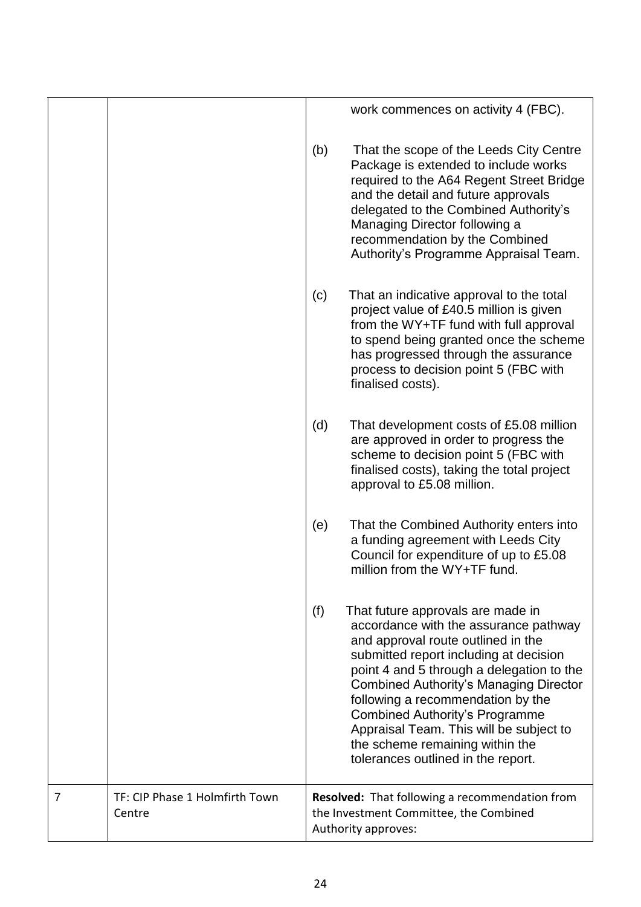| | | |
|---|---|---|
| | | work commences on activity 4 (FBC).<br><br>(b) That the scope of the Leeds City Centre Package is extended to include works required to the A64 Regent Street Bridge and the detail and future approvals delegated to the Combined Authority's Managing Director following a recommendation by the Combined Authority's Programme Appraisal Team.<br><br>(c) That an indicative approval to the total project value of £40.5 million is given from the WY+TF fund with full approval to spend being granted once the scheme has progressed through the assurance process to decision point 5 (FBC with finalised costs).<br><br>(d) That development costs of £5.08 million are approved in order to progress the scheme to decision point 5 (FBC with finalised costs), taking the total project approval to £5.08 million.<br><br>(e) That the Combined Authority enters into a funding agreement with Leeds City Council for expenditure of up to £5.08 million from the WY+TF fund.<br><br>(f) That future approvals are made in accordance with the assurance pathway and approval route outlined in the submitted report including at decision point 4 and 5 through a delegation to the Combined Authority's Managing Director following a recommendation by the Combined Authority's Programme Appraisal Team. This will be subject to the scheme remaining within the tolerances outlined in the report. |
| 7 | TF: CIP Phase 1 Holmfirth Town Centre | **Resolved:** That following a recommendation from the Investment Committee, the Combined Authority approves: |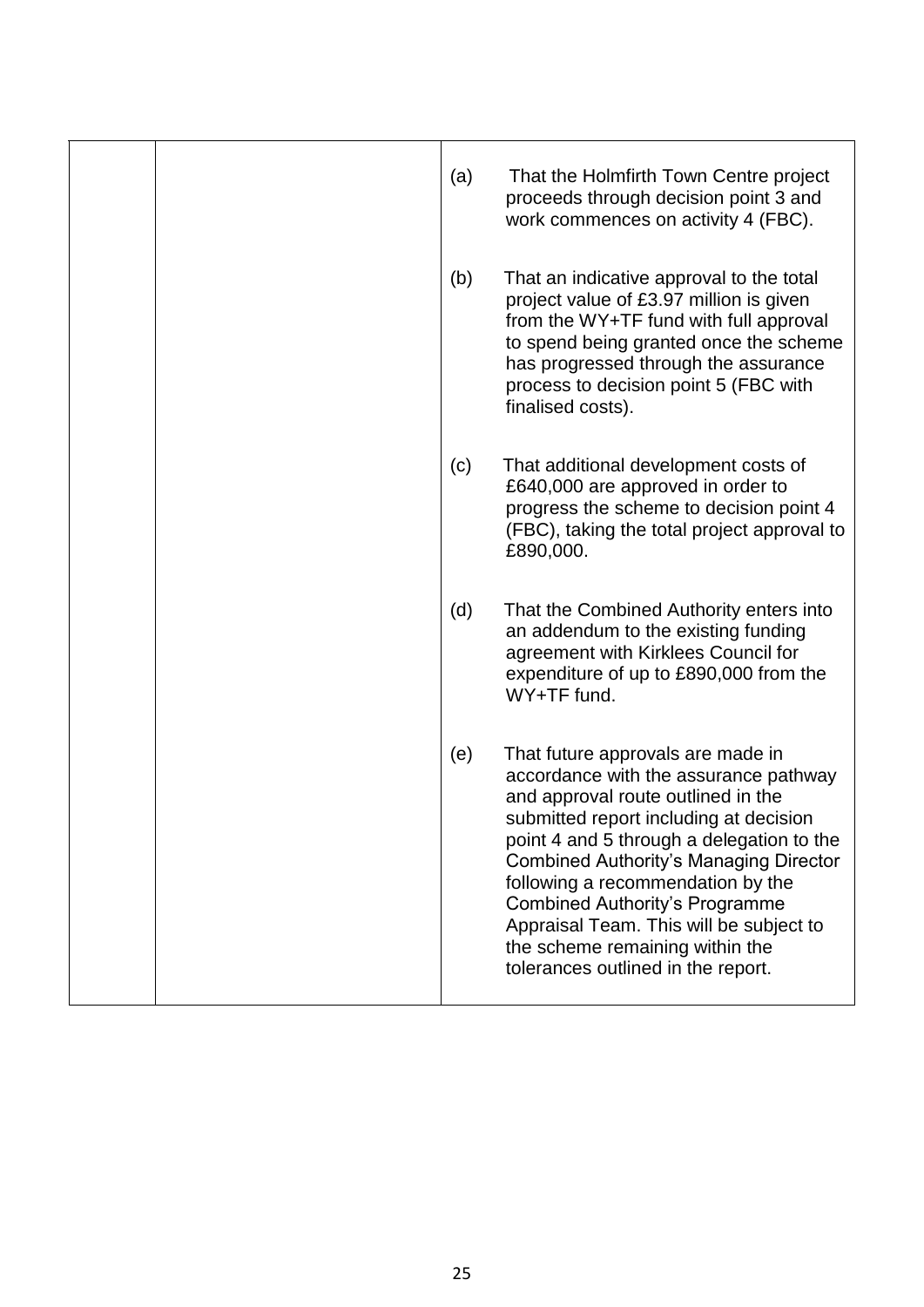| | | |
|---|---|---|
| | | (a) That the Holmfirth Town Centre project proceeds through decision point 3 and work commences on activity 4 (FBC).<br><br>(b) That an indicative approval to the total project value of £3.97 million is given from the WY+TF fund with full approval to spend being granted once the scheme has progressed through the assurance process to decision point 5 (FBC with finalised costs).<br><br>(c) That additional development costs of £640,000 are approved in order to progress the scheme to decision point 4 (FBC), taking the total project approval to £890,000.<br><br>(d) That the Combined Authority enters into an addendum to the existing funding agreement with Kirklees Council for expenditure of up to £890,000 from the WY+TF fund.<br><br>(e) That future approvals are made in accordance with the assurance pathway and approval route outlined in the submitted report including at decision point 4 and 5 through a delegation to the Combined Authority's Managing Director following a recommendation by the Combined Authority's Programme Appraisal Team. This will be subject to the scheme remaining within the tolerances outlined in the report. |